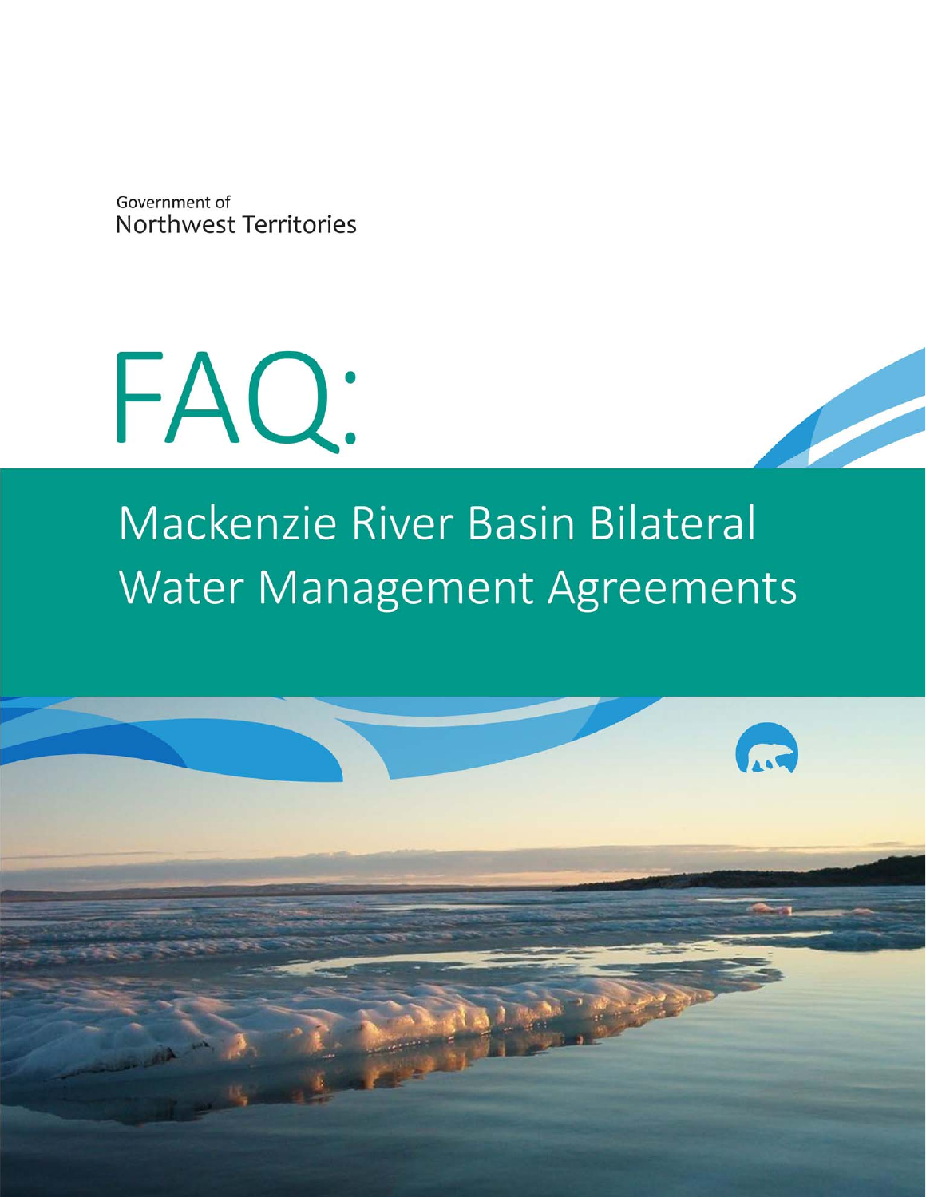Government of
Northwest Territories

# FAQ:

## Mackenzie River Basin Bilateral Water Management Agreements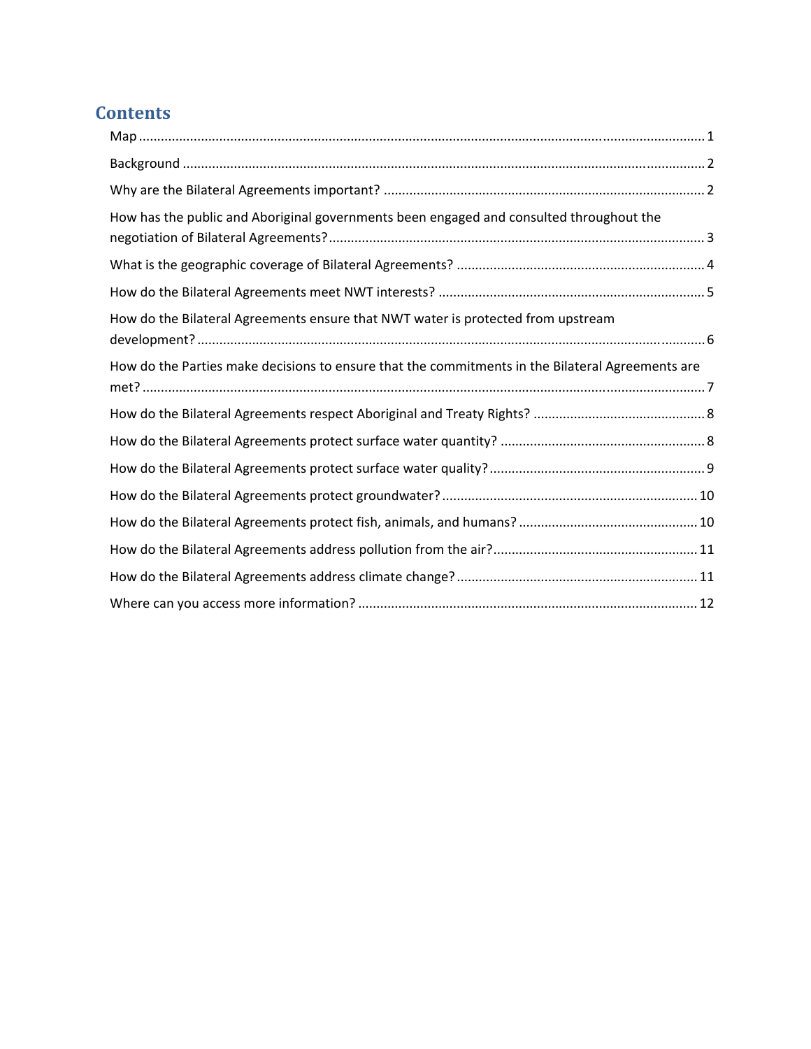## Contents

Map ........................................................................................................................................ 1

Background ............................................................................................................................. 2

Why are the Bilateral Agreements important? ...................................................................................... 2

How has the public and Aboriginal governments been engaged and consulted throughout the negotiation of Bilateral Agreements? ...................................................................................................... 3

What is the geographic coverage of Bilateral Agreements? .................................................................. 4

How do the Bilateral Agreements meet NWT interests? ........................................................................ 5

How do the Bilateral Agreements ensure that NWT water is protected from upstream development? ........................................................................................................................................ 6

How do the Parties make decisions to ensure that the commitments in the Bilateral Agreements are met? ........................................................................................................................................ 7

How do the Bilateral Agreements respect Aboriginal and Treaty Rights? ............................................... 8

How do the Bilateral Agreements protect surface water quantity? ....................................................... 8

How do the Bilateral Agreements protect surface water quality? .......................................................... 9

How do the Bilateral Agreements protect groundwater? ..................................................................... 10

How do the Bilateral Agreements protect fish, animals, and humans? ................................................ 10

How do the Bilateral Agreements address pollution from the air? ....................................................... 11

How do the Bilateral Agreements address climate change? ................................................................. 11

Where can you access more information? ............................................................................................ 12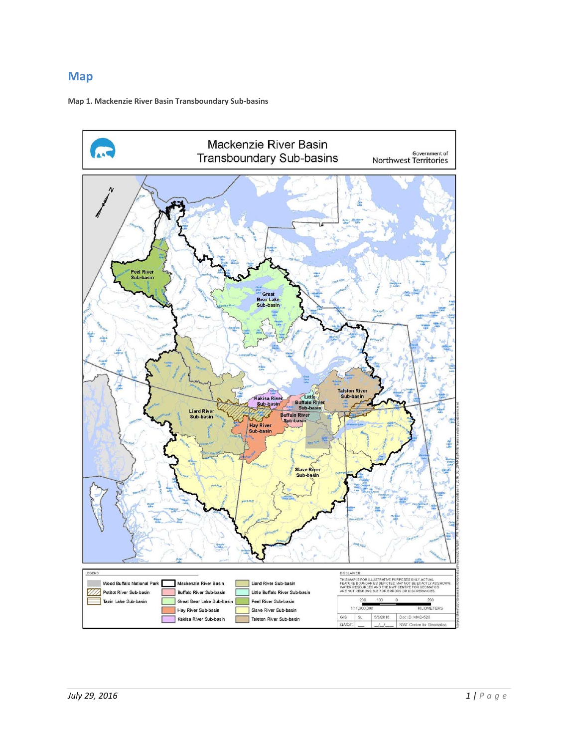## Map

**Map 1. Mackenzie River Basin Transboundary Sub-basins**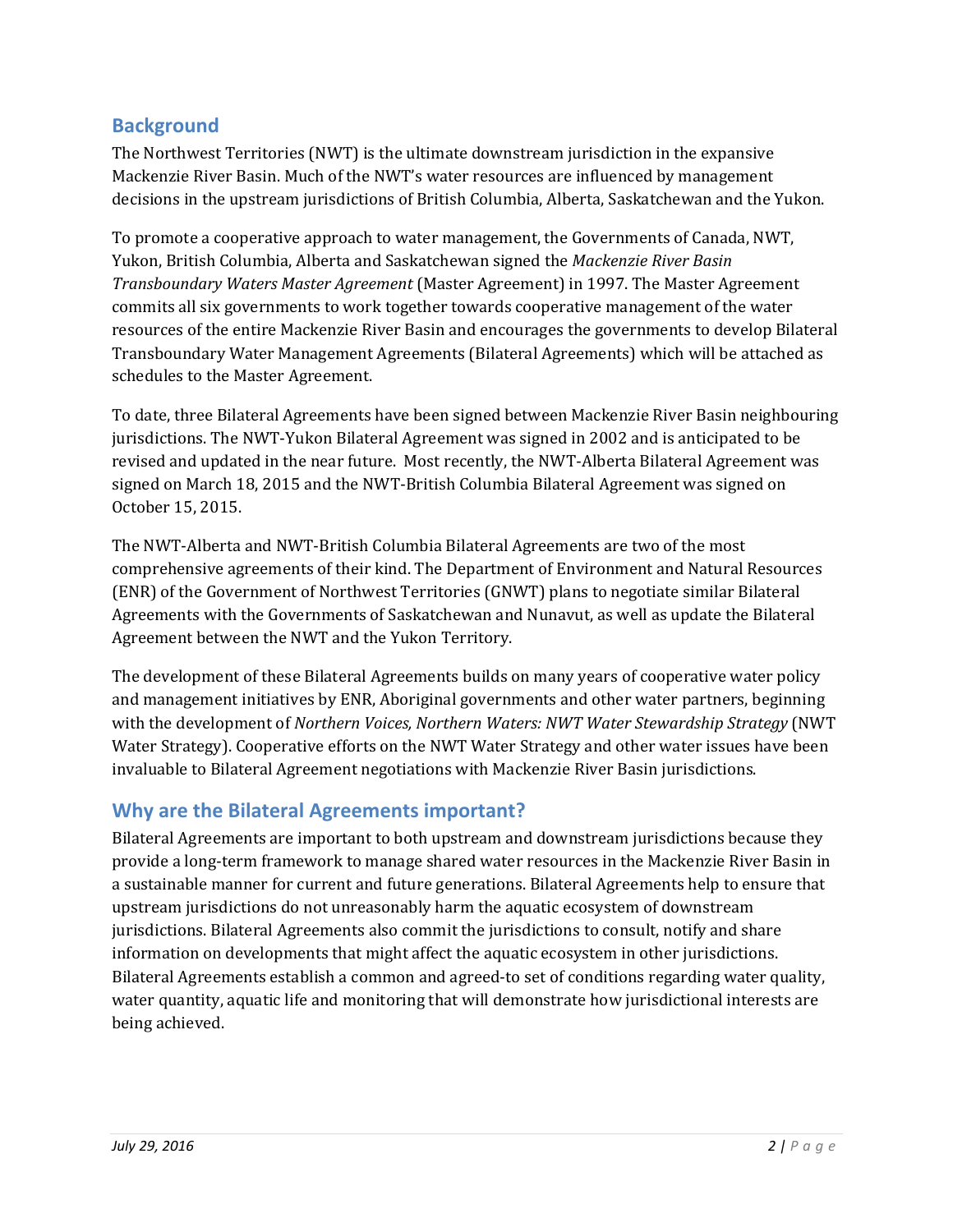## Background

The Northwest Territories (NWT) is the ultimate downstream jurisdiction in the expansive Mackenzie River Basin. Much of the NWT's water resources are influenced by management decisions in the upstream jurisdictions of British Columbia, Alberta, Saskatchewan and the Yukon.

To promote a cooperative approach to water management, the Governments of Canada, NWT, Yukon, British Columbia, Alberta and Saskatchewan signed the *Mackenzie River Basin Transboundary Waters Master Agreement* (Master Agreement) in 1997. The Master Agreement commits all six governments to work together towards cooperative management of the water resources of the entire Mackenzie River Basin and encourages the governments to develop Bilateral Transboundary Water Management Agreements (Bilateral Agreements) which will be attached as schedules to the Master Agreement.

To date, three Bilateral Agreements have been signed between Mackenzie River Basin neighbouring jurisdictions. The NWT-Yukon Bilateral Agreement was signed in 2002 and is anticipated to be revised and updated in the near future. Most recently, the NWT-Alberta Bilateral Agreement was signed on March 18, 2015 and the NWT-British Columbia Bilateral Agreement was signed on October 15, 2015.

The NWT-Alberta and NWT-British Columbia Bilateral Agreements are two of the most comprehensive agreements of their kind. The Department of Environment and Natural Resources (ENR) of the Government of Northwest Territories (GNWT) plans to negotiate similar Bilateral Agreements with the Governments of Saskatchewan and Nunavut, as well as update the Bilateral Agreement between the NWT and the Yukon Territory.

The development of these Bilateral Agreements builds on many years of cooperative water policy and management initiatives by ENR, Aboriginal governments and other water partners, beginning with the development of *Northern Voices, Northern Waters: NWT Water Stewardship Strategy* (NWT Water Strategy). Cooperative efforts on the NWT Water Strategy and other water issues have been invaluable to Bilateral Agreement negotiations with Mackenzie River Basin jurisdictions.

## Why are the Bilateral Agreements important?

Bilateral Agreements are important to both upstream and downstream jurisdictions because they provide a long-term framework to manage shared water resources in the Mackenzie River Basin in a sustainable manner for current and future generations. Bilateral Agreements help to ensure that upstream jurisdictions do not unreasonably harm the aquatic ecosystem of downstream jurisdictions. Bilateral Agreements also commit the jurisdictions to consult, notify and share information on developments that might affect the aquatic ecosystem in other jurisdictions. Bilateral Agreements establish a common and agreed-to set of conditions regarding water quality, water quantity, aquatic life and monitoring that will demonstrate how jurisdictional interests are being achieved.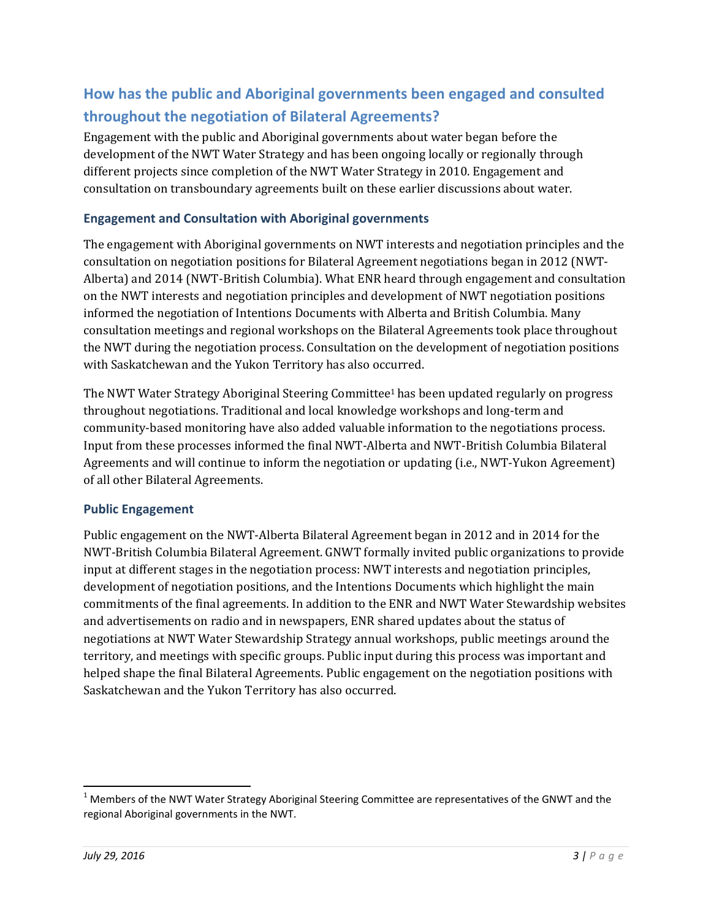## How has the public and Aboriginal governments been engaged and consulted throughout the negotiation of Bilateral Agreements?

Engagement with the public and Aboriginal governments about water began before the development of the NWT Water Strategy and has been ongoing locally or regionally through different projects since completion of the NWT Water Strategy in 2010. Engagement and consultation on transboundary agreements built on these earlier discussions about water.

### Engagement and Consultation with Aboriginal governments

The engagement with Aboriginal governments on NWT interests and negotiation principles and the consultation on negotiation positions for Bilateral Agreement negotiations began in 2012 (NWT-Alberta) and 2014 (NWT-British Columbia). What ENR heard through engagement and consultation on the NWT interests and negotiation principles and development of NWT negotiation positions informed the negotiation of Intentions Documents with Alberta and British Columbia. Many consultation meetings and regional workshops on the Bilateral Agreements took place throughout the NWT during the negotiation process. Consultation on the development of negotiation positions with Saskatchewan and the Yukon Territory has also occurred.

The NWT Water Strategy Aboriginal Steering Committee[1] has been updated regularly on progress throughout negotiations. Traditional and local knowledge workshops and long-term and community-based monitoring have also added valuable information to the negotiations process. Input from these processes informed the final NWT-Alberta and NWT-British Columbia Bilateral Agreements and will continue to inform the negotiation or updating (i.e., NWT-Yukon Agreement) of all other Bilateral Agreements.

### Public Engagement

Public engagement on the NWT-Alberta Bilateral Agreement began in 2012 and in 2014 for the NWT-British Columbia Bilateral Agreement. GNWT formally invited public organizations to provide input at different stages in the negotiation process: NWT interests and negotiation principles, development of negotiation positions, and the Intentions Documents which highlight the main commitments of the final agreements. In addition to the ENR and NWT Water Stewardship websites and advertisements on radio and in newspapers, ENR shared updates about the status of negotiations at NWT Water Stewardship Strategy annual workshops, public meetings around the territory, and meetings with specific groups. Public input during this process was important and helped shape the final Bilateral Agreements. Public engagement on the negotiation positions with Saskatchewan and the Yukon Territory has also occurred.

---

[1] Members of the NWT Water Strategy Aboriginal Steering Committee are representatives of the GNWT and the regional Aboriginal governments in the NWT.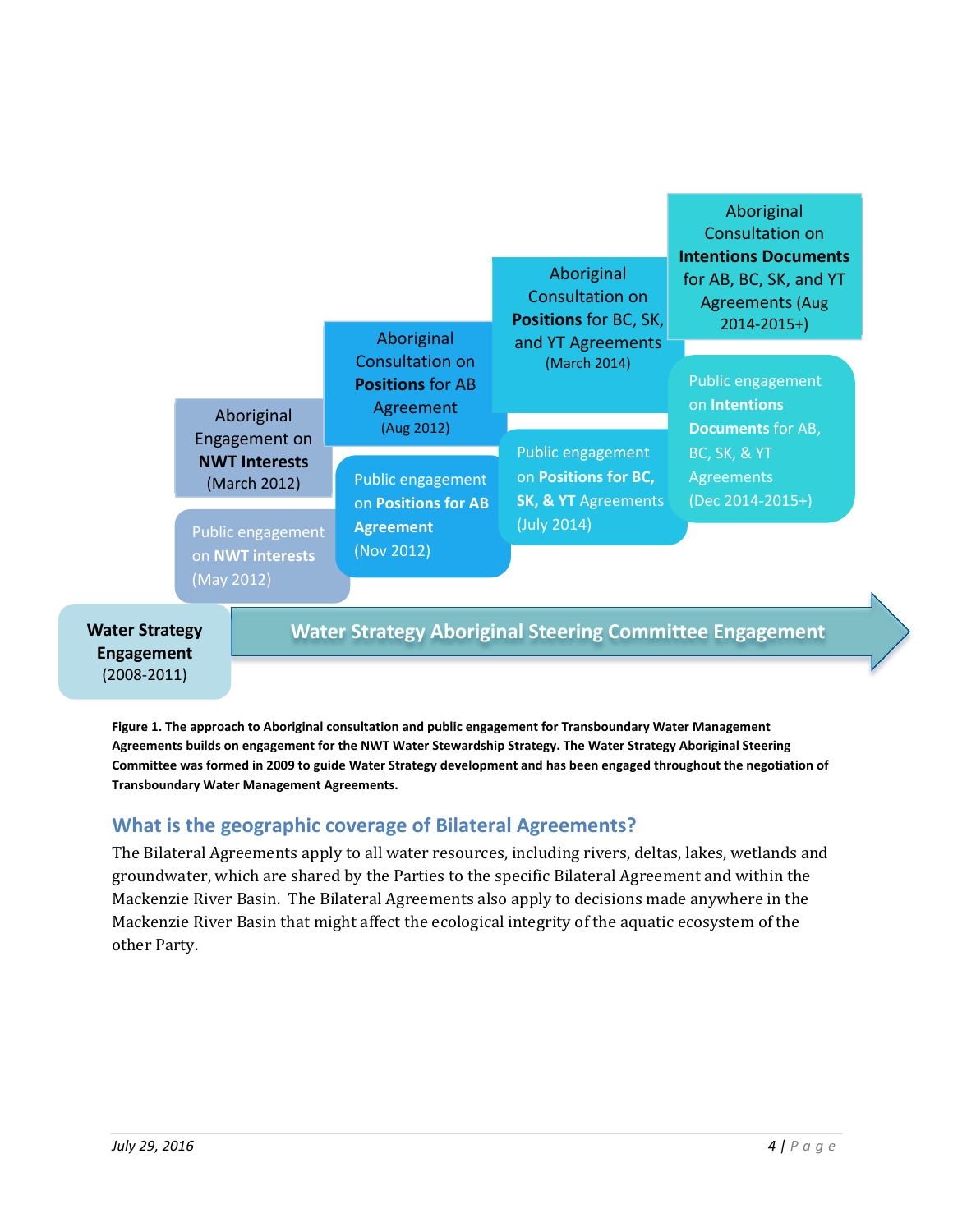Aboriginal Consultation on **Intentions Documents** for AB, BC, SK, and YT Agreements (Aug 2014-2015+)

Aboriginal Consultation on **Positions** for BC, SK, and YT Agreements (March 2014)

Aboriginal Consultation on **Positions** for AB Agreement (Aug 2012)

Aboriginal Engagement on **NWT Interests** (March 2012)

Public engagement on **Intentions Documents** for AB, BC, SK, & YT Agreements (Dec 2014-2015+)

Public engagement on **Positions for BC, SK, & YT** Agreements (July 2014)

Public engagement on **Positions for AB Agreement** (Nov 2012)

Public engagement on **NWT interests** (May 2012)

**Water Strategy Engagement** (2008-2011)

**Water Strategy Aboriginal Steering Committee Engagement**

**Figure 1. The approach to Aboriginal consultation and public engagement for Transboundary Water Management Agreements builds on engagement for the NWT Water Stewardship Strategy. The Water Strategy Aboriginal Steering Committee was formed in 2009 to guide Water Strategy development and has been engaged throughout the negotiation of Transboundary Water Management Agreements.**

## What is the geographic coverage of Bilateral Agreements?

The Bilateral Agreements apply to all water resources, including rivers, deltas, lakes, wetlands and groundwater, which are shared by the Parties to the specific Bilateral Agreement and within the Mackenzie River Basin. The Bilateral Agreements also apply to decisions made anywhere in the Mackenzie River Basin that might affect the ecological integrity of the aquatic ecosystem of the other Party.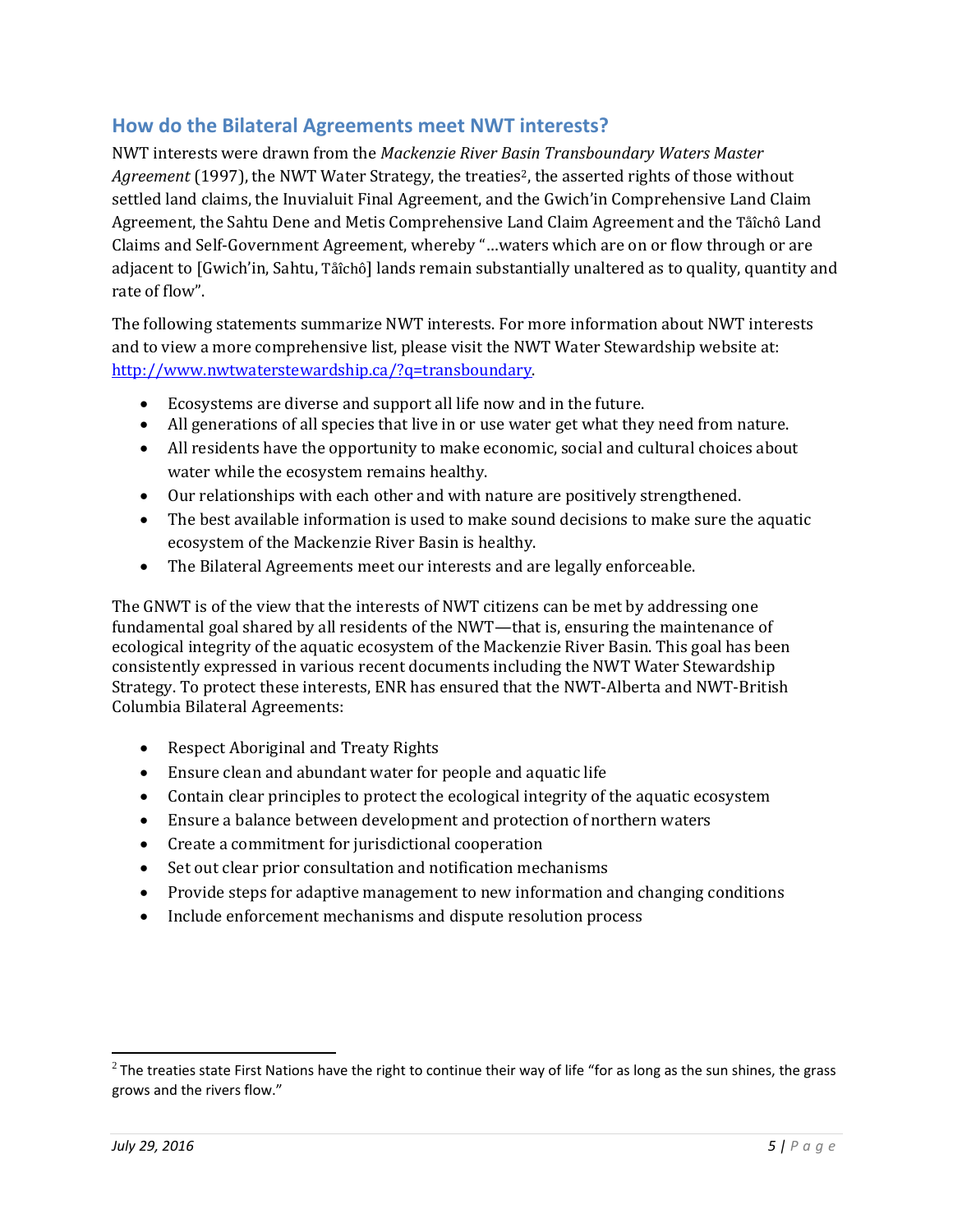## How do the Bilateral Agreements meet NWT interests?

NWT interests were drawn from the *Mackenzie River Basin Transboundary Waters Master Agreement* (1997), the NWT Water Strategy, the treaties[2], the asserted rights of those without settled land claims, the Inuvialuit Final Agreement, and the Gwich'in Comprehensive Land Claim Agreement, the Sahtu Dene and Metis Comprehensive Land Claim Agreement and the Tåîchô Land Claims and Self-Government Agreement, whereby "…waters which are on or flow through or are adjacent to [Gwich'in, Sahtu, Tåîchô] lands remain substantially unaltered as to quality, quantity and rate of flow".

The following statements summarize NWT interests. For more information about NWT interests and to view a more comprehensive list, please visit the NWT Water Stewardship website at: http://www.nwtwaterstewardship.ca/?q=transboundary.

- Ecosystems are diverse and support all life now and in the future.
- All generations of all species that live in or use water get what they need from nature.
- All residents have the opportunity to make economic, social and cultural choices about water while the ecosystem remains healthy.
- Our relationships with each other and with nature are positively strengthened.
- The best available information is used to make sound decisions to make sure the aquatic ecosystem of the Mackenzie River Basin is healthy.
- The Bilateral Agreements meet our interests and are legally enforceable.

The GNWT is of the view that the interests of NWT citizens can be met by addressing one fundamental goal shared by all residents of the NWT—that is, ensuring the maintenance of ecological integrity of the aquatic ecosystem of the Mackenzie River Basin. This goal has been consistently expressed in various recent documents including the NWT Water Stewardship Strategy. To protect these interests, ENR has ensured that the NWT-Alberta and NWT-British Columbia Bilateral Agreements:

- Respect Aboriginal and Treaty Rights
- Ensure clean and abundant water for people and aquatic life
- Contain clear principles to protect the ecological integrity of the aquatic ecosystem
- Ensure a balance between development and protection of northern waters
- Create a commitment for jurisdictional cooperation
- Set out clear prior consultation and notification mechanisms
- Provide steps for adaptive management to new information and changing conditions
- Include enforcement mechanisms and dispute resolution process

---

[2] The treaties state First Nations have the right to continue their way of life "for as long as the sun shines, the grass grows and the rivers flow."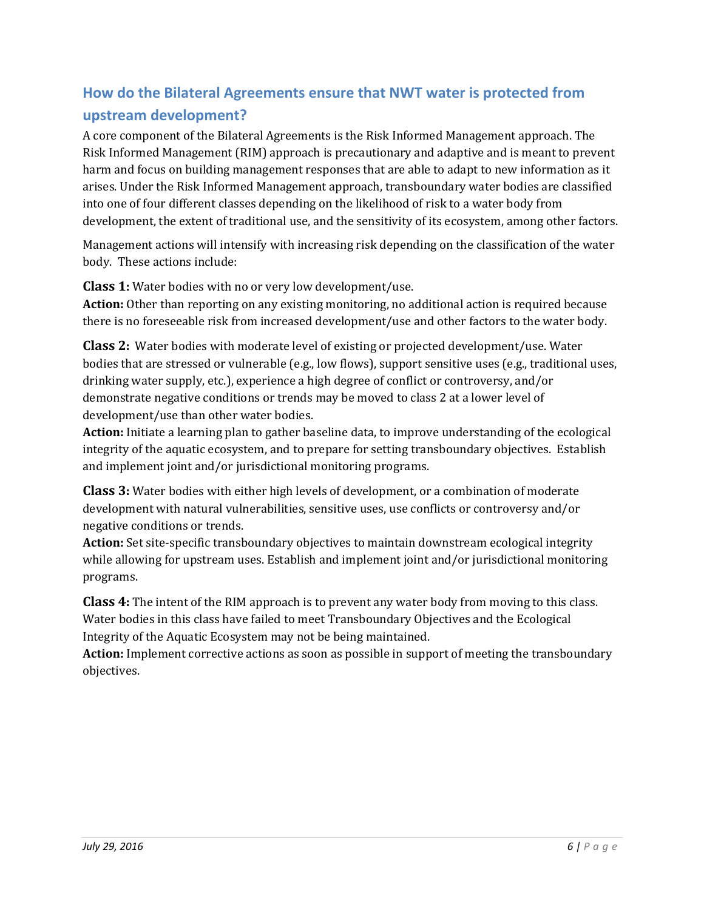## How do the Bilateral Agreements ensure that NWT water is protected from upstream development?

A core component of the Bilateral Agreements is the Risk Informed Management approach. The Risk Informed Management (RIM) approach is precautionary and adaptive and is meant to prevent harm and focus on building management responses that are able to adapt to new information as it arises. Under the Risk Informed Management approach, transboundary water bodies are classified into one of four different classes depending on the likelihood of risk to a water body from development, the extent of traditional use, and the sensitivity of its ecosystem, among other factors.

Management actions will intensify with increasing risk depending on the classification of the water body. These actions include:

**Class 1:** Water bodies with no or very low development/use.
**Action:** Other than reporting on any existing monitoring, no additional action is required because there is no foreseeable risk from increased development/use and other factors to the water body.

**Class 2:** Water bodies with moderate level of existing or projected development/use. Water bodies that are stressed or vulnerable (e.g., low flows), support sensitive uses (e.g., traditional uses, drinking water supply, etc.), experience a high degree of conflict or controversy, and/or demonstrate negative conditions or trends may be moved to class 2 at a lower level of development/use than other water bodies.
**Action:** Initiate a learning plan to gather baseline data, to improve understanding of the ecological integrity of the aquatic ecosystem, and to prepare for setting transboundary objectives. Establish and implement joint and/or jurisdictional monitoring programs.

**Class 3:** Water bodies with either high levels of development, or a combination of moderate development with natural vulnerabilities, sensitive uses, use conflicts or controversy and/or negative conditions or trends.
**Action:** Set site-specific transboundary objectives to maintain downstream ecological integrity while allowing for upstream uses. Establish and implement joint and/or jurisdictional monitoring programs.

**Class 4:** The intent of the RIM approach is to prevent any water body from moving to this class. Water bodies in this class have failed to meet Transboundary Objectives and the Ecological Integrity of the Aquatic Ecosystem may not be being maintained.
**Action:** Implement corrective actions as soon as possible in support of meeting the transboundary objectives.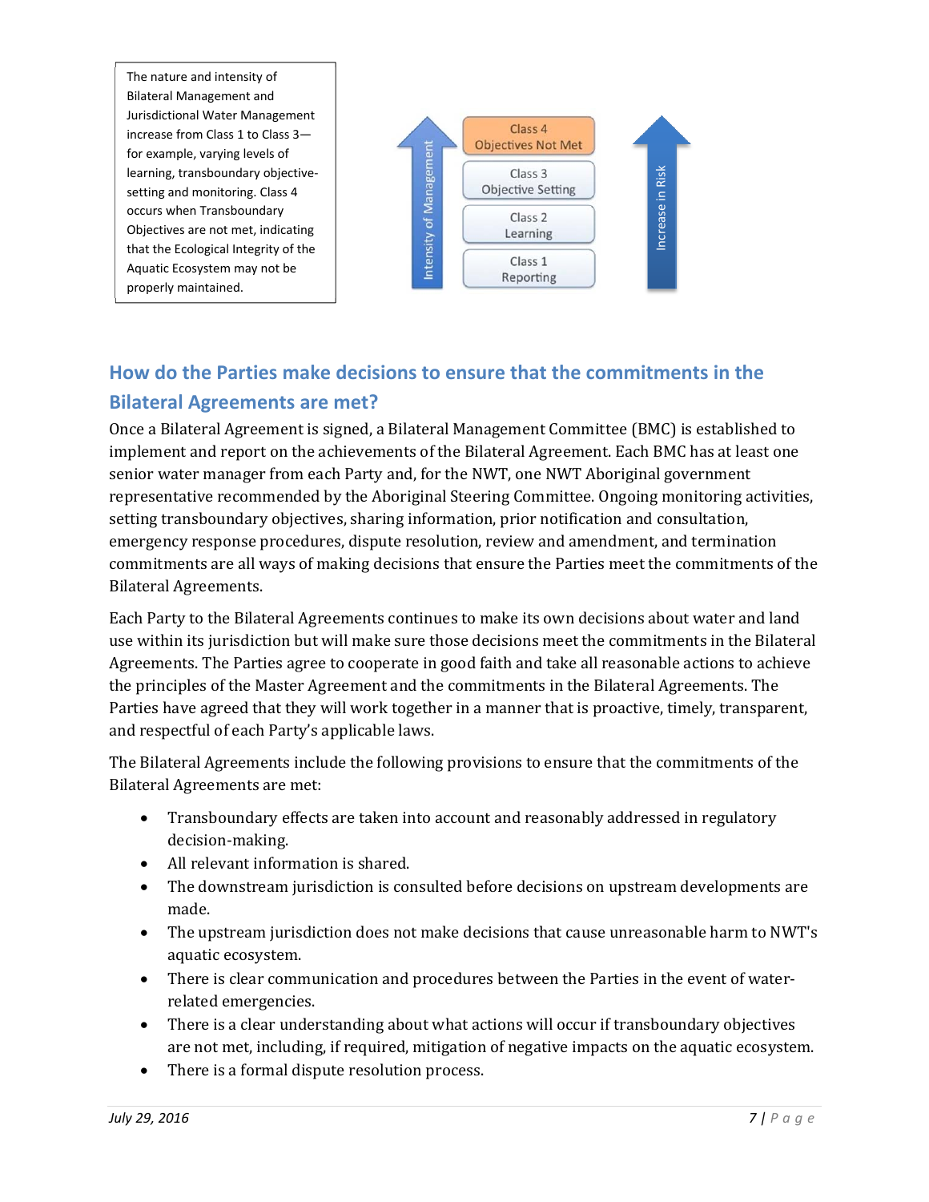The nature and intensity of Bilateral Management and Jurisdictional Water Management increase from Class 1 to Class 3—for example, varying levels of learning, transboundary objective-setting and monitoring. Class 4 occurs when Transboundary Objectives are not met, indicating that the Ecological Integrity of the Aquatic Ecosystem may not be properly maintained.

Intensity of Management

Class 4 Objectives Not Met

Class 3 Objective Setting

Class 2 Learning

Class 1 Reporting

Increase in Risk

## How do the Parties make decisions to ensure that the commitments in the Bilateral Agreements are met?

Once a Bilateral Agreement is signed, a Bilateral Management Committee (BMC) is established to implement and report on the achievements of the Bilateral Agreement. Each BMC has at least one senior water manager from each Party and, for the NWT, one NWT Aboriginal government representative recommended by the Aboriginal Steering Committee. Ongoing monitoring activities, setting transboundary objectives, sharing information, prior notification and consultation, emergency response procedures, dispute resolution, review and amendment, and termination commitments are all ways of making decisions that ensure the Parties meet the commitments of the Bilateral Agreements.

Each Party to the Bilateral Agreements continues to make its own decisions about water and land use within its jurisdiction but will make sure those decisions meet the commitments in the Bilateral Agreements. The Parties agree to cooperate in good faith and take all reasonable actions to achieve the principles of the Master Agreement and the commitments in the Bilateral Agreements. The Parties have agreed that they will work together in a manner that is proactive, timely, transparent, and respectful of each Party's applicable laws.

The Bilateral Agreements include the following provisions to ensure that the commitments of the Bilateral Agreements are met:

- Transboundary effects are taken into account and reasonably addressed in regulatory decision-making.
- All relevant information is shared.
- The downstream jurisdiction is consulted before decisions on upstream developments are made.
- The upstream jurisdiction does not make decisions that cause unreasonable harm to NWT's aquatic ecosystem.
- There is clear communication and procedures between the Parties in the event of water-related emergencies.
- There is a clear understanding about what actions will occur if transboundary objectives are not met, including, if required, mitigation of negative impacts on the aquatic ecosystem.
- There is a formal dispute resolution process.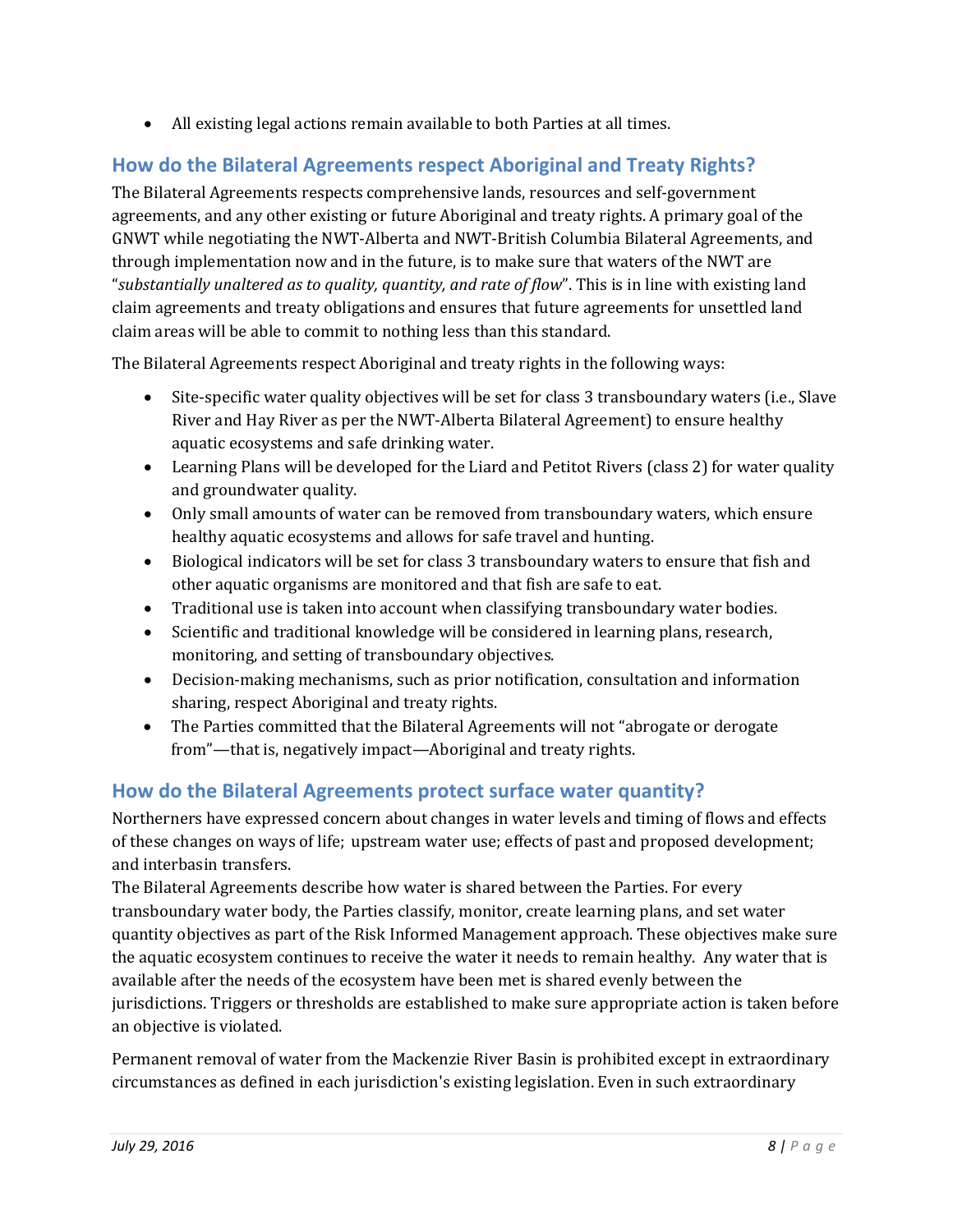- All existing legal actions remain available to both Parties at all times.

## How do the Bilateral Agreements respect Aboriginal and Treaty Rights?

The Bilateral Agreements respects comprehensive lands, resources and self-government agreements, and any other existing or future Aboriginal and treaty rights. A primary goal of the GNWT while negotiating the NWT-Alberta and NWT-British Columbia Bilateral Agreements, and through implementation now and in the future, is to make sure that waters of the NWT are "*substantially unaltered as to quality, quantity, and rate of flow*". This is in line with existing land claim agreements and treaty obligations and ensures that future agreements for unsettled land claim areas will be able to commit to nothing less than this standard.

The Bilateral Agreements respect Aboriginal and treaty rights in the following ways:

- Site-specific water quality objectives will be set for class 3 transboundary waters (i.e., Slave River and Hay River as per the NWT-Alberta Bilateral Agreement) to ensure healthy aquatic ecosystems and safe drinking water.
- Learning Plans will be developed for the Liard and Petitot Rivers (class 2) for water quality and groundwater quality.
- Only small amounts of water can be removed from transboundary waters, which ensure healthy aquatic ecosystems and allows for safe travel and hunting.
- Biological indicators will be set for class 3 transboundary waters to ensure that fish and other aquatic organisms are monitored and that fish are safe to eat.
- Traditional use is taken into account when classifying transboundary water bodies.
- Scientific and traditional knowledge will be considered in learning plans, research, monitoring, and setting of transboundary objectives.
- Decision-making mechanisms, such as prior notification, consultation and information sharing, respect Aboriginal and treaty rights.
- The Parties committed that the Bilateral Agreements will not "abrogate or derogate from"—that is, negatively impact—Aboriginal and treaty rights.

## How do the Bilateral Agreements protect surface water quantity?

Northerners have expressed concern about changes in water levels and timing of flows and effects of these changes on ways of life; upstream water use; effects of past and proposed development; and interbasin transfers.

The Bilateral Agreements describe how water is shared between the Parties. For every transboundary water body, the Parties classify, monitor, create learning plans, and set water quantity objectives as part of the Risk Informed Management approach. These objectives make sure the aquatic ecosystem continues to receive the water it needs to remain healthy. Any water that is available after the needs of the ecosystem have been met is shared evenly between the jurisdictions. Triggers or thresholds are established to make sure appropriate action is taken before an objective is violated.

Permanent removal of water from the Mackenzie River Basin is prohibited except in extraordinary circumstances as defined in each jurisdiction's existing legislation. Even in such extraordinary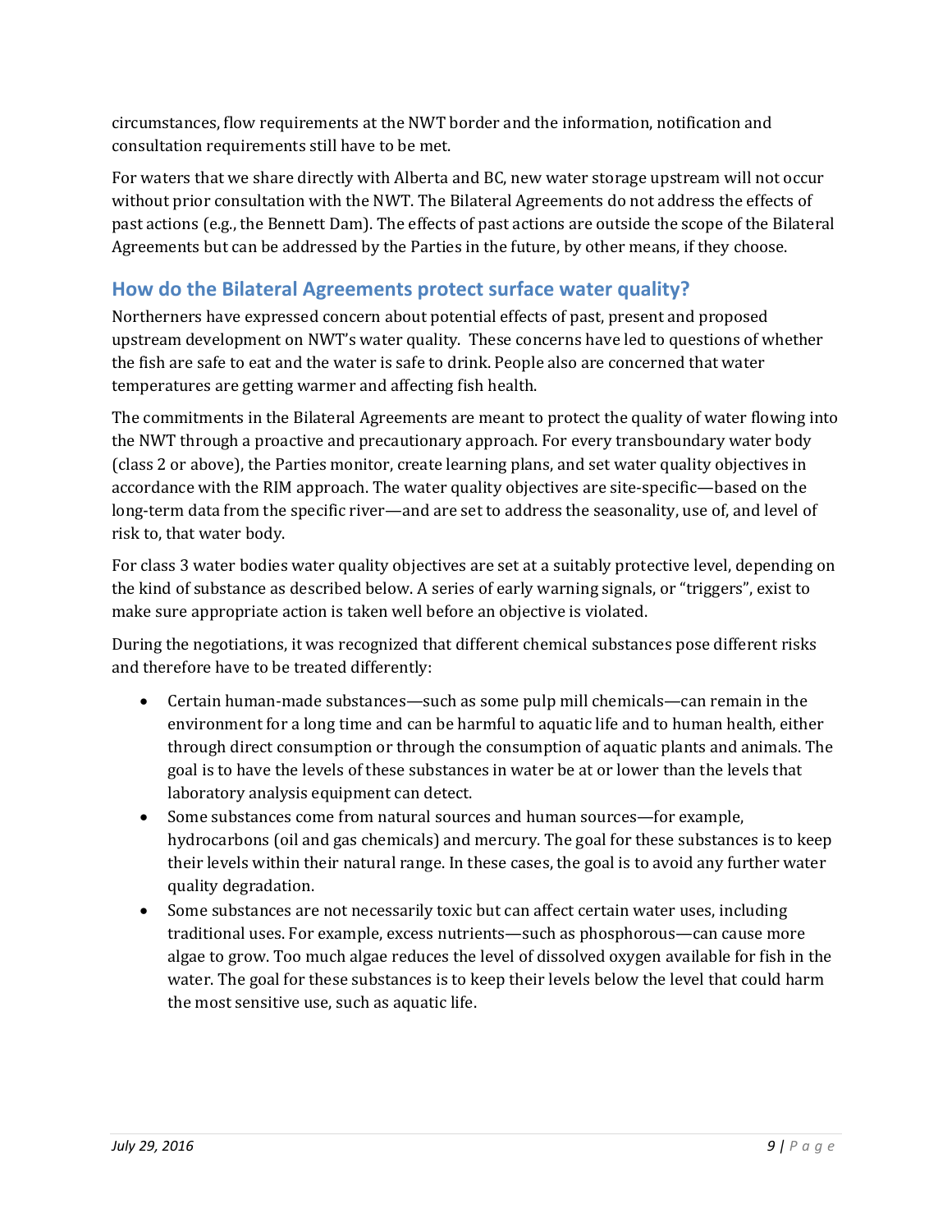circumstances, flow requirements at the NWT border and the information, notification and consultation requirements still have to be met.

For waters that we share directly with Alberta and BC, new water storage upstream will not occur without prior consultation with the NWT. The Bilateral Agreements do not address the effects of past actions (e.g., the Bennett Dam). The effects of past actions are outside the scope of the Bilateral Agreements but can be addressed by the Parties in the future, by other means, if they choose.

## How do the Bilateral Agreements protect surface water quality?

Northerners have expressed concern about potential effects of past, present and proposed upstream development on NWT's water quality. These concerns have led to questions of whether the fish are safe to eat and the water is safe to drink. People also are concerned that water temperatures are getting warmer and affecting fish health.

The commitments in the Bilateral Agreements are meant to protect the quality of water flowing into the NWT through a proactive and precautionary approach. For every transboundary water body (class 2 or above), the Parties monitor, create learning plans, and set water quality objectives in accordance with the RIM approach. The water quality objectives are site-specific—based on the long-term data from the specific river—and are set to address the seasonality, use of, and level of risk to, that water body.

For class 3 water bodies water quality objectives are set at a suitably protective level, depending on the kind of substance as described below. A series of early warning signals, or "triggers", exist to make sure appropriate action is taken well before an objective is violated.

During the negotiations, it was recognized that different chemical substances pose different risks and therefore have to be treated differently:

- Certain human-made substances—such as some pulp mill chemicals—can remain in the environment for a long time and can be harmful to aquatic life and to human health, either through direct consumption or through the consumption of aquatic plants and animals. The goal is to have the levels of these substances in water be at or lower than the levels that laboratory analysis equipment can detect.
- Some substances come from natural sources and human sources—for example, hydrocarbons (oil and gas chemicals) and mercury. The goal for these substances is to keep their levels within their natural range. In these cases, the goal is to avoid any further water quality degradation.
- Some substances are not necessarily toxic but can affect certain water uses, including traditional uses. For example, excess nutrients—such as phosphorous—can cause more algae to grow. Too much algae reduces the level of dissolved oxygen available for fish in the water. The goal for these substances is to keep their levels below the level that could harm the most sensitive use, such as aquatic life.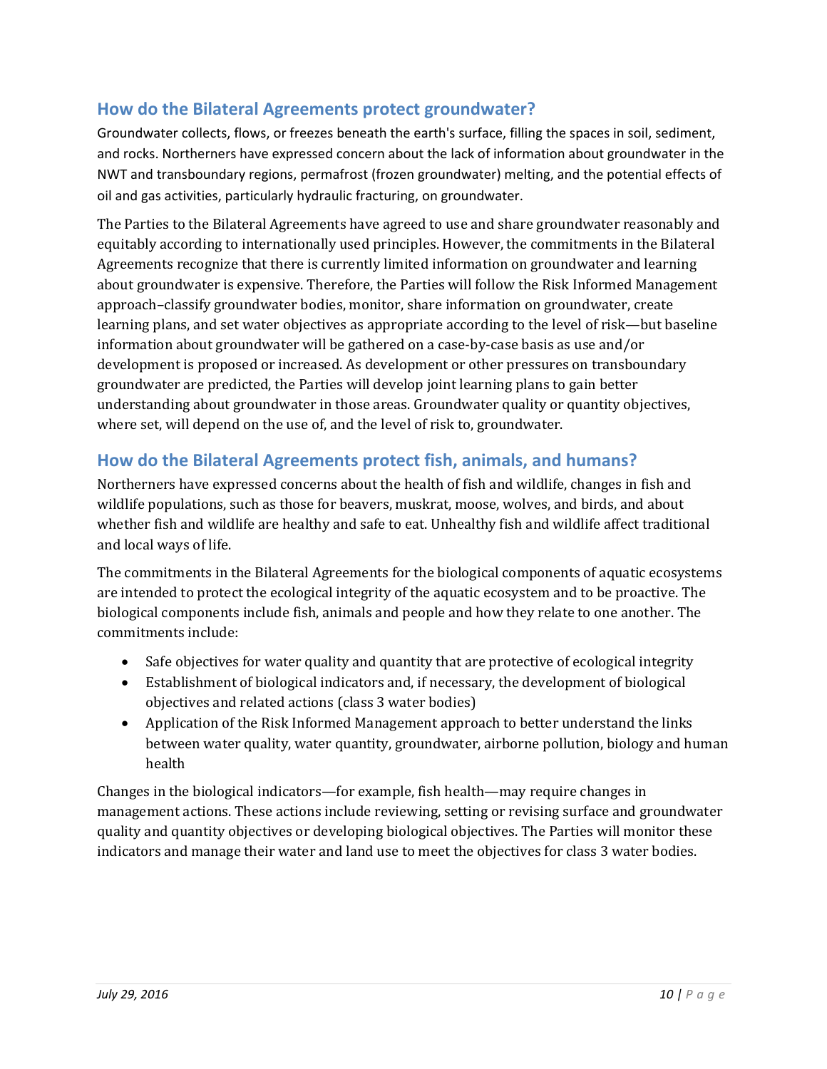## How do the Bilateral Agreements protect groundwater?

Groundwater collects, flows, or freezes beneath the earth's surface, filling the spaces in soil, sediment, and rocks. Northerners have expressed concern about the lack of information about groundwater in the NWT and transboundary regions, permafrost (frozen groundwater) melting, and the potential effects of oil and gas activities, particularly hydraulic fracturing, on groundwater.

The Parties to the Bilateral Agreements have agreed to use and share groundwater reasonably and equitably according to internationally used principles. However, the commitments in the Bilateral Agreements recognize that there is currently limited information on groundwater and learning about groundwater is expensive. Therefore, the Parties will follow the Risk Informed Management approach–classify groundwater bodies, monitor, share information on groundwater, create learning plans, and set water objectives as appropriate according to the level of risk—but baseline information about groundwater will be gathered on a case-by-case basis as use and/or development is proposed or increased. As development or other pressures on transboundary groundwater are predicted, the Parties will develop joint learning plans to gain better understanding about groundwater in those areas. Groundwater quality or quantity objectives, where set, will depend on the use of, and the level of risk to, groundwater.

## How do the Bilateral Agreements protect fish, animals, and humans?

Northerners have expressed concerns about the health of fish and wildlife, changes in fish and wildlife populations, such as those for beavers, muskrat, moose, wolves, and birds, and about whether fish and wildlife are healthy and safe to eat. Unhealthy fish and wildlife affect traditional and local ways of life.

The commitments in the Bilateral Agreements for the biological components of aquatic ecosystems are intended to protect the ecological integrity of the aquatic ecosystem and to be proactive. The biological components include fish, animals and people and how they relate to one another. The commitments include:

- Safe objectives for water quality and quantity that are protective of ecological integrity
- Establishment of biological indicators and, if necessary, the development of biological objectives and related actions (class 3 water bodies)
- Application of the Risk Informed Management approach to better understand the links between water quality, water quantity, groundwater, airborne pollution, biology and human health

Changes in the biological indicators—for example, fish health—may require changes in management actions. These actions include reviewing, setting or revising surface and groundwater quality and quantity objectives or developing biological objectives. The Parties will monitor these indicators and manage their water and land use to meet the objectives for class 3 water bodies.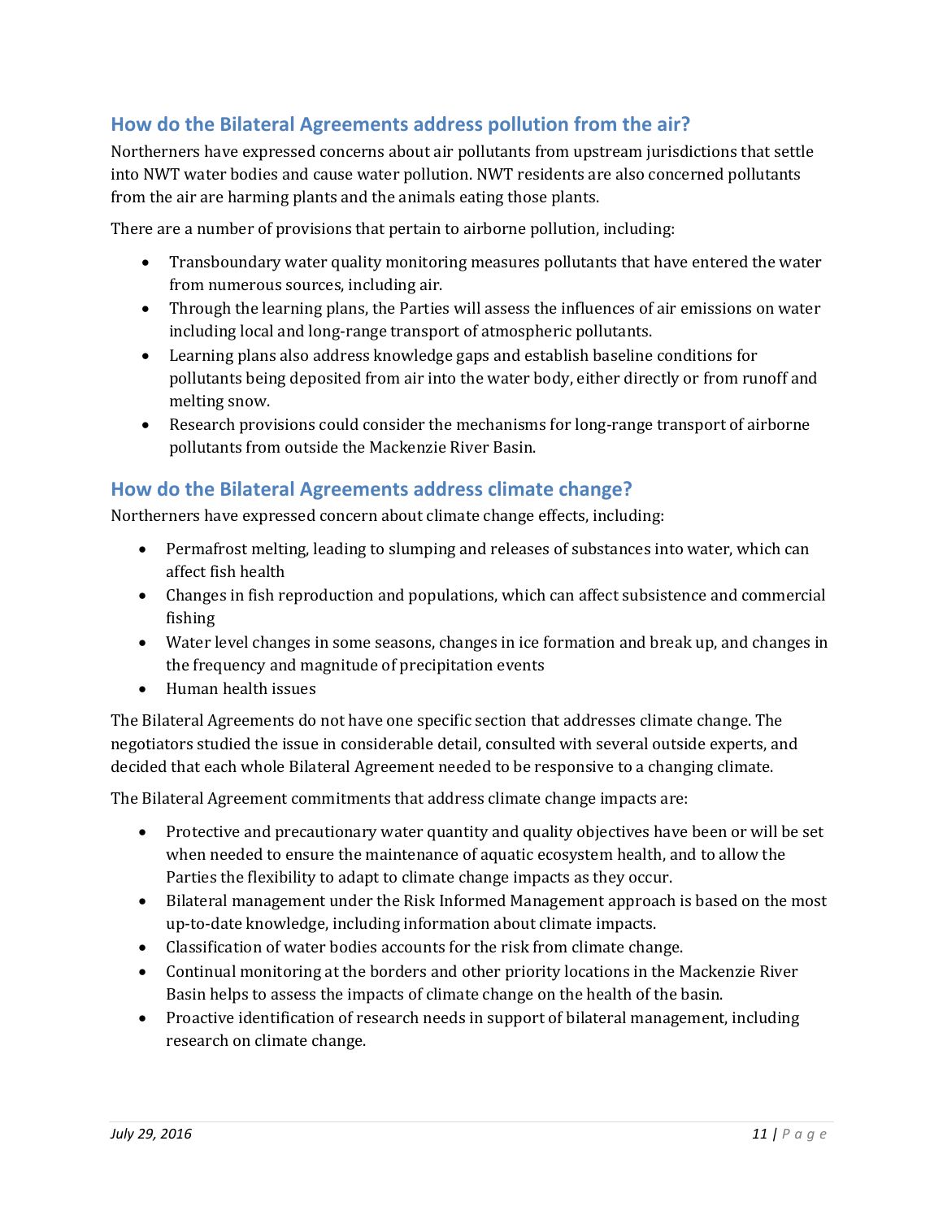## How do the Bilateral Agreements address pollution from the air?

Northerners have expressed concerns about air pollutants from upstream jurisdictions that settle into NWT water bodies and cause water pollution. NWT residents are also concerned pollutants from the air are harming plants and the animals eating those plants.

There are a number of provisions that pertain to airborne pollution, including:

- Transboundary water quality monitoring measures pollutants that have entered the water from numerous sources, including air.
- Through the learning plans, the Parties will assess the influences of air emissions on water including local and long-range transport of atmospheric pollutants.
- Learning plans also address knowledge gaps and establish baseline conditions for pollutants being deposited from air into the water body, either directly or from runoff and melting snow.
- Research provisions could consider the mechanisms for long-range transport of airborne pollutants from outside the Mackenzie River Basin.

## How do the Bilateral Agreements address climate change?

Northerners have expressed concern about climate change effects, including:

- Permafrost melting, leading to slumping and releases of substances into water, which can affect fish health
- Changes in fish reproduction and populations, which can affect subsistence and commercial fishing
- Water level changes in some seasons, changes in ice formation and break up, and changes in the frequency and magnitude of precipitation events
- Human health issues

The Bilateral Agreements do not have one specific section that addresses climate change. The negotiators studied the issue in considerable detail, consulted with several outside experts, and decided that each whole Bilateral Agreement needed to be responsive to a changing climate.

The Bilateral Agreement commitments that address climate change impacts are:

- Protective and precautionary water quantity and quality objectives have been or will be set when needed to ensure the maintenance of aquatic ecosystem health, and to allow the Parties the flexibility to adapt to climate change impacts as they occur.
- Bilateral management under the Risk Informed Management approach is based on the most up-to-date knowledge, including information about climate impacts.
- Classification of water bodies accounts for the risk from climate change.
- Continual monitoring at the borders and other priority locations in the Mackenzie River Basin helps to assess the impacts of climate change on the health of the basin.
- Proactive identification of research needs in support of bilateral management, including research on climate change.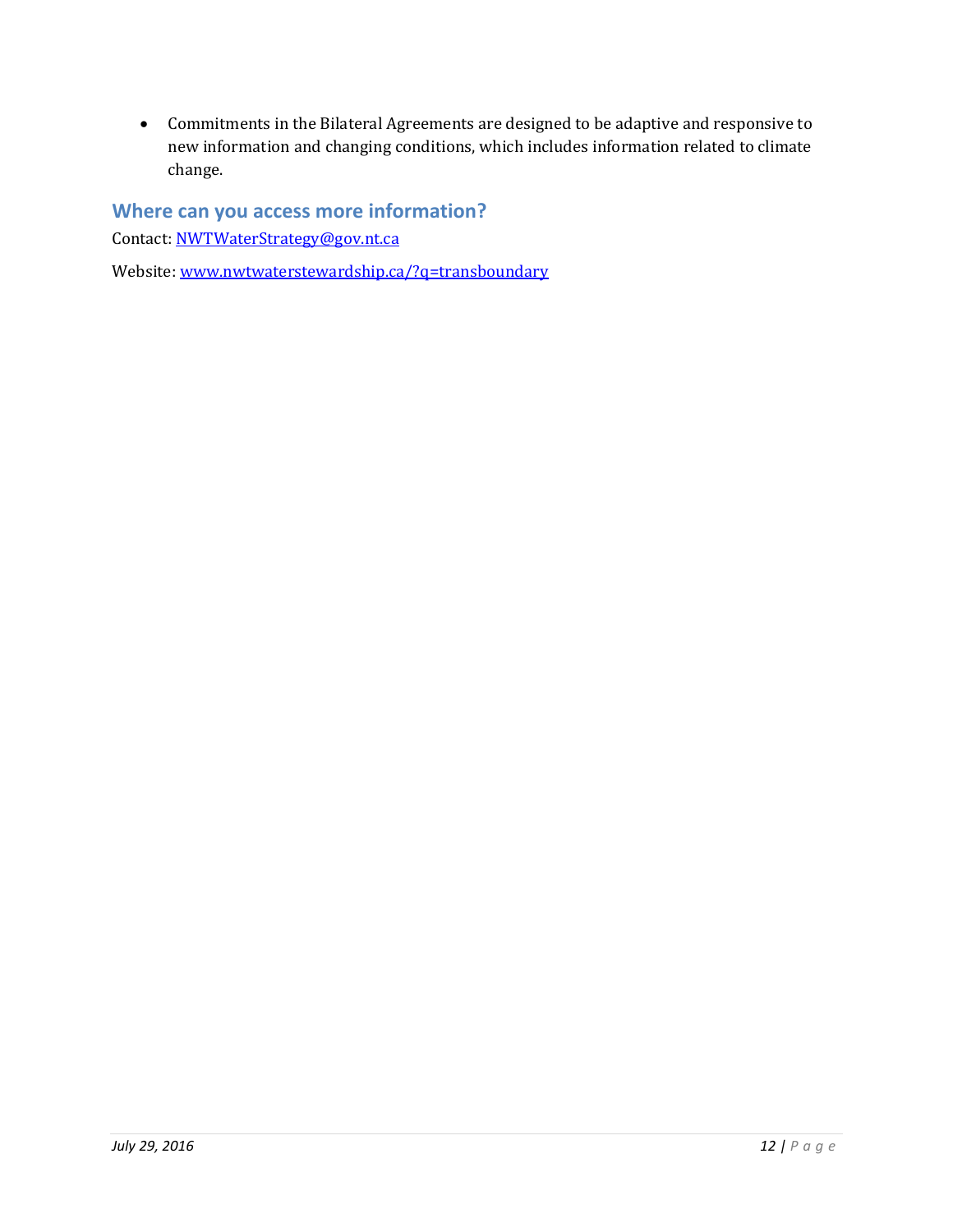- Commitments in the Bilateral Agreements are designed to be adaptive and responsive to new information and changing conditions, which includes information related to climate change.

## Where can you access more information?

Contact: [NWTWaterStrategy@gov.nt.ca](mailto:NWTWaterStrategy@gov.nt.ca)

Website: [www.nwtwaterstewardship.ca/?q=transboundary](http://www.nwtwaterstewardship.ca/?q=transboundary)